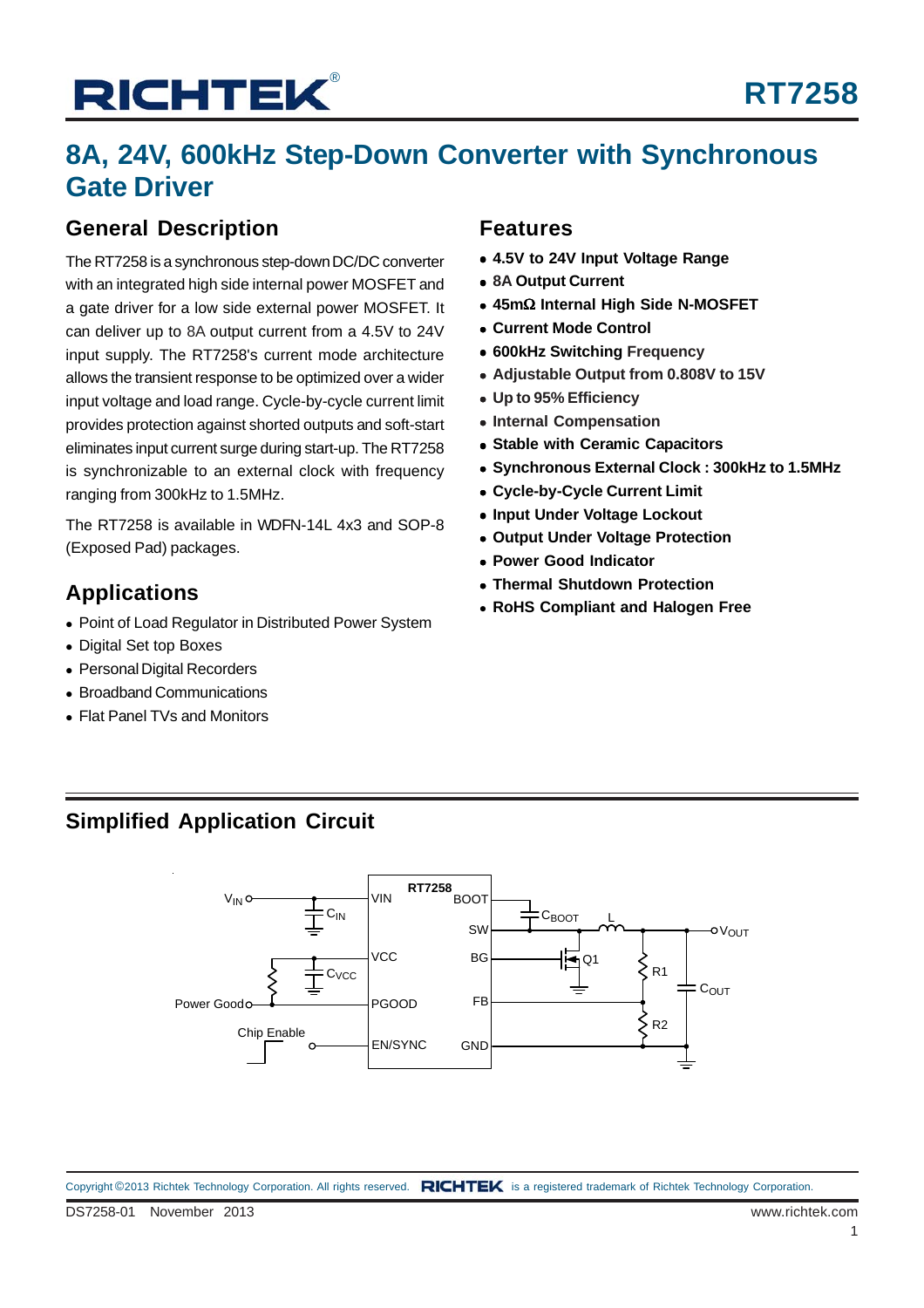# RT7258

## 8A, 24V, 600kHz Step-Down Converter with Synchronous Gate Driver

### General Description

The RT7258 is a synchronous step-down DC/DC converter with an integrated high side internal power MOSFET and a gate driver for a low side external power MOSFET. It can deliver up to 8A output current from a 4.5V to 24V input supply. The RT7258's current mode architecture allows the transient response to be optimized over a wider input voltage and load range. Cycle-by-cycle current limit provides protection against shorted outputs and soft-start eliminates input current surge during start-up. The RT7258 is synchronizable to an external clock with frequency ranging from 300kHz to 1.5MHz.

The RT7258 is available in WDFN-14L 4x3 and SOP-8 (Exposed Pad) packages.

### Applications

- Point of Load Regulator in Distributed Power System
- Digital Set top Boxes
- Personal Digital Recorders
- Broadband Communications
- Flat Panel TVs and Monitors

### Features

- **4.5V to 24V Input Voltage Range**
- **8A Output Current**
- **45mΩ Internal High Side N-MOSFET**
- **Current Mode Control**
- **600kHz Switching Frequency**
- **Adjustable Output from 0.808V to 15V**
- **Up to 95% Efficiency**
- **Internal Compensation**
- **Stable with Ceramic Capacitors**
- **Synchronous External Clock : 300kHz to 1.5MHz**
- **Cycle-by-Cycle Current Limit**
- **Input Under Voltage Lockout**
- **Output Under Voltage Protection**
- **Power Good Indicator**
- **Thermal Shutdown Protection**
- **RoHS Compliant and Halogen Free**

### Simplified Application Circuit

$V_{IN}$, $C_{IN}$, $C_{VCC}$, Power Good, Chip Enable, RT7258, VIN, VCC, PGOOD, EN/SYNC, BOOT, SW, BG, FB, GND, $C_{BOOT}$, L, Q1, R1, R2, $C_{OUT}$, $V_{OUT}$

Copyright ©2013 Richtek Technology Corporation. All rights reserved. RICHTEK is a registered trademark of Richtek Technology Corporation.

DS7258-01 November 2013 www.richtek.com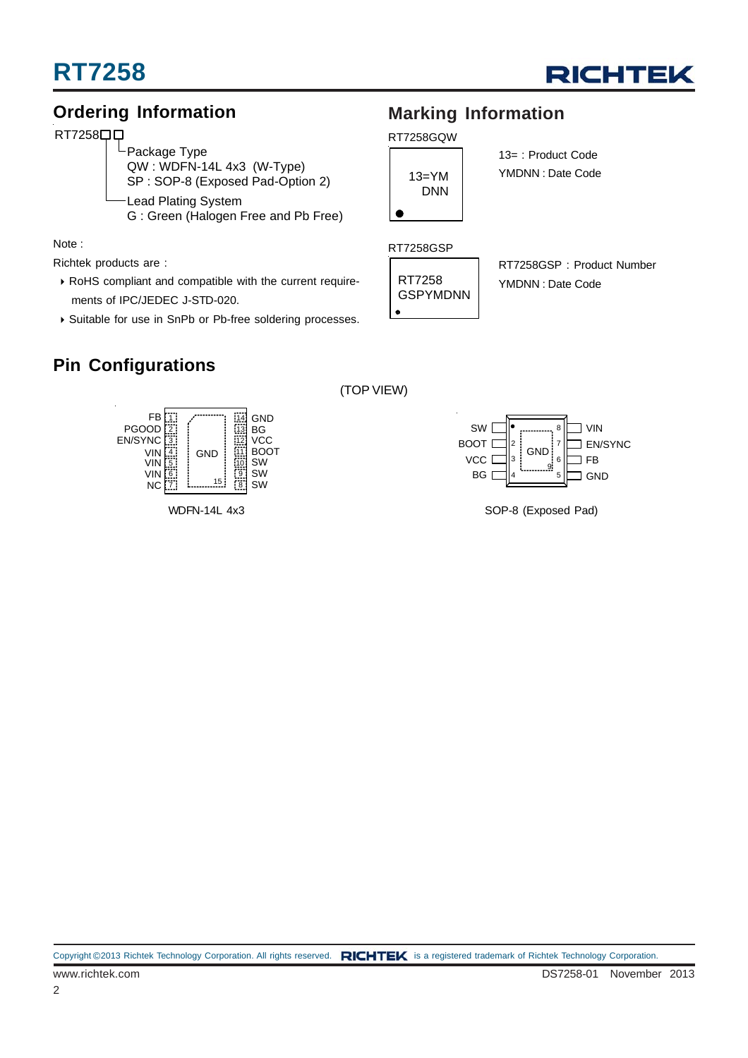## Ordering Information

RT7258□□

- Package Type
  - QW : WDFN-14L 4x3 (W-Type)
  - SP : SOP-8 (Exposed Pad-Option 2)
- Lead Plating System
  - G : Green (Halogen Free and Pb Free)

Note :

Richtek products are :

- RoHS compliant and compatible with the current requirements of IPC/JEDEC J-STD-020.
- Suitable for use in SnPb or Pb-free soldering processes.

## Marking Information

RT7258GQW

```
13=YM
DNN
```

13= : Product Code

YMDNN : Date Code

RT7258GSP

```
RT7258
GSPYMDNN
```

RT7258GSP : Product Number

YMDNN : Date Code

## Pin Configurations

(TOP VIEW)

| Pin | Name | Pin | Name |
|---|---|---|---|
| 1 | FB | 14 | GND |
| 2 | PGOOD | 13 | BG |
| 3 | EN/SYNC | 12 | VCC |
| 4 | VIN | 11 | BOOT |
| 5 | VIN | 10 | SW |
| 6 | VIN | 9 | SW |
| 7 | NC | 8 | SW |
| 15 | GND (Exposed Pad) | | |

WDFN-14L 4x3

| Pin | Name | Pin | Name |
|---|---|---|---|
| 1 | SW | 8 | VIN |
| 2 | BOOT | 7 | EN/SYNC |
| 3 | VCC | 6 | FB |
| 4 | BG | 5 | GND |
| 9 | GND (Exposed Pad) | | |

SOP-8 (Exposed Pad)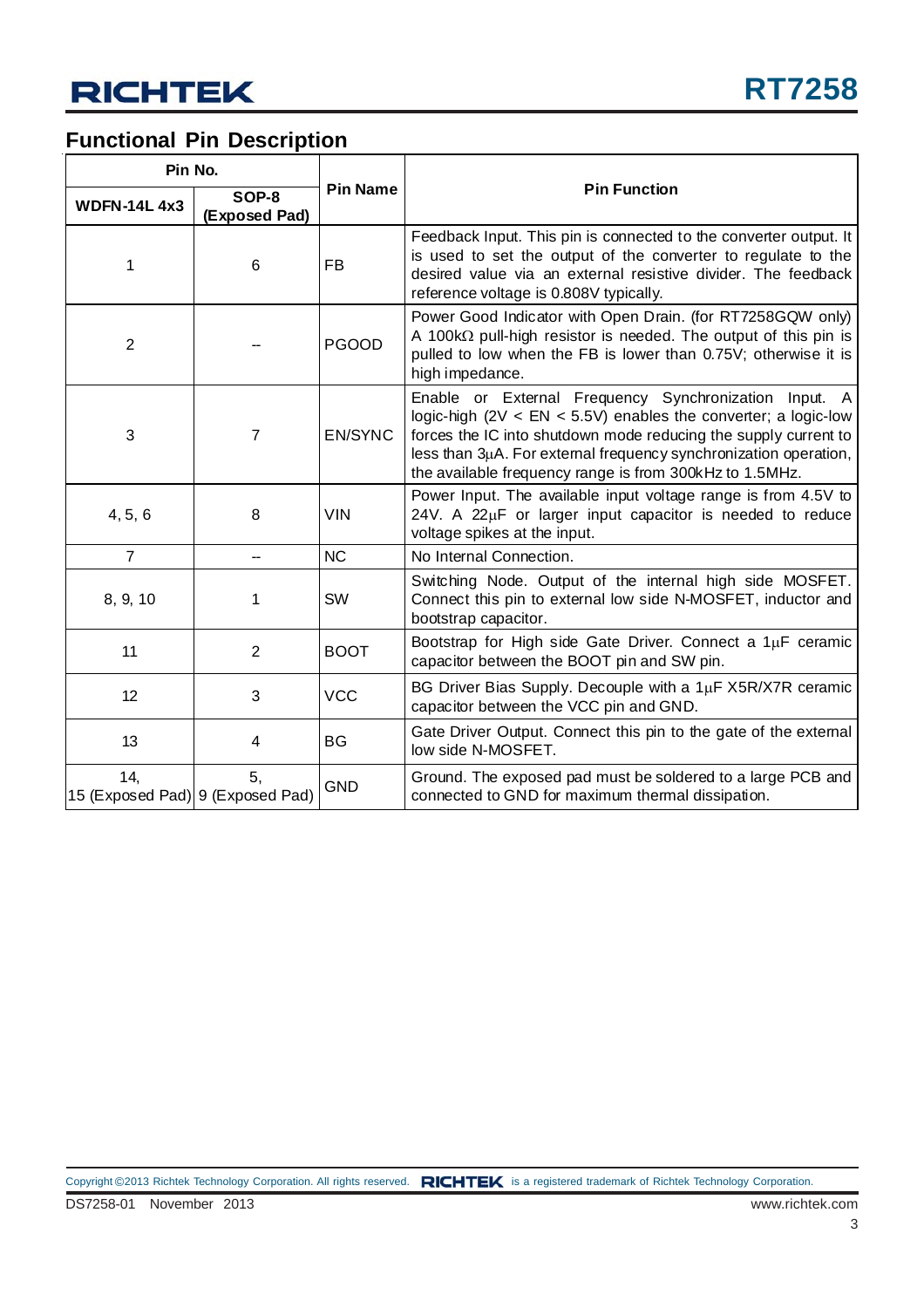## Functional Pin Description

| Pin No. | | Pin Name | Pin Function |
|---|---|---|---|
| WDFN-14L 4x3 | SOP-8 (Exposed Pad) | | |
| 1 | 6 | FB | Feedback Input. This pin is connected to the converter output. It is used to set the output of the converter to regulate to the desired value via an external resistive divider. The feedback reference voltage is 0.808V typically. |
| 2 | -- | PGOOD | Power Good Indicator with Open Drain. (for RT7258GQW only) A 100kΩ pull-high resistor is needed. The output of this pin is pulled to low when the FB is lower than 0.75V; otherwise it is high impedance. |
| 3 | 7 | EN/SYNC | Enable or External Frequency Synchronization Input. A logic-high (2V < EN < 5.5V) enables the converter; a logic-low forces the IC into shutdown mode reducing the supply current to less than 3μA. For external frequency synchronization operation, the available frequency range is from 300kHz to 1.5MHz. |
| 4, 5, 6 | 8 | VIN | Power Input. The available input voltage range is from 4.5V to 24V. A 22μF or larger input capacitor is needed to reduce voltage spikes at the input. |
| 7 | -- | NC | No Internal Connection. |
| 8, 9, 10 | 1 | SW | Switching Node. Output of the internal high side MOSFET. Connect this pin to external low side N-MOSFET, inductor and bootstrap capacitor. |
| 11 | 2 | BOOT | Bootstrap for High side Gate Driver. Connect a 1μF ceramic capacitor between the BOOT pin and SW pin. |
| 12 | 3 | VCC | BG Driver Bias Supply. Decouple with a 1μF X5R/X7R ceramic capacitor between the VCC pin and GND. |
| 13 | 4 | BG | Gate Driver Output. Connect this pin to the gate of the external low side N-MOSFET. |
| 14, 15 (Exposed Pad) | 5, 9 (Exposed Pad) | GND | Ground. The exposed pad must be soldered to a large PCB and connected to GND for maximum thermal dissipation. |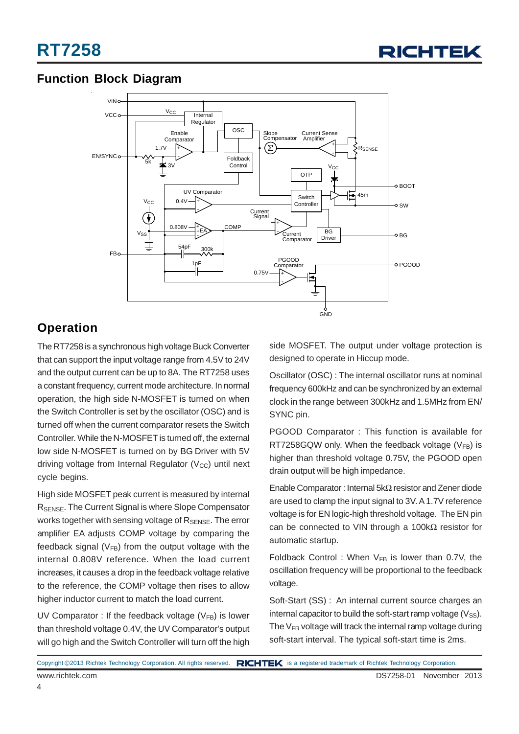## Function Block Diagram

## Operation

The RT7258 is a synchronous high voltage Buck Converter that can support the input voltage range from 4.5V to 24V and the output current can be up to 8A. The RT7258 uses a constant frequency, current mode architecture. In normal operation, the high side N-MOSFET is turned on when the Switch Controller is set by the oscillator (OSC) and is turned off when the current comparator resets the Switch Controller. While the N-MOSFET is turned off, the external low side N-MOSFET is turned on by BG Driver with 5V driving voltage from Internal Regulator ($V_{CC}$) until next cycle begins.

High side MOSFET peak current is measured by internal $R_{SENSE}$. The Current Signal is where Slope Compensator works together with sensing voltage of $R_{SENSE}$. The error amplifier EA adjusts COMP voltage by comparing the feedback signal ($V_{FB}$) from the output voltage with the internal 0.808V reference. When the load current increases, it causes a drop in the feedback voltage relative to the reference, the COMP voltage then rises to allow higher inductor current to match the load current.

UV Comparator : If the feedback voltage ($V_{FB}$) is lower than threshold voltage 0.4V, the UV Comparator's output will go high and the Switch Controller will turn off the high side MOSFET. The output under voltage protection is designed to operate in Hiccup mode.

Oscillator (OSC) : The internal oscillator runs at nominal frequency 600kHz and can be synchronized by an external clock in the range between 300kHz and 1.5MHz from EN/SYNC pin.

PGOOD Comparator : This function is available for RT7258GQW only. When the feedback voltage ($V_{FB}$) is higher than threshold voltage 0.75V, the PGOOD open drain output will be high impedance.

Enable Comparator : Internal 5kΩ resistor and Zener diode are used to clamp the input signal to 3V. A 1.7V reference voltage is for EN logic-high threshold voltage. The EN pin can be connected to VIN through a 100kΩ resistor for automatic startup.

Foldback Control : When $V_{FB}$ is lower than 0.7V, the oscillation frequency will be proportional to the feedback voltage.

Soft-Start (SS) : An internal current source charges an internal capacitor to build the soft-start ramp voltage ($V_{SS}$). The $V_{FB}$ voltage will track the internal ramp voltage during soft-start interval. The typical soft-start time is 2ms.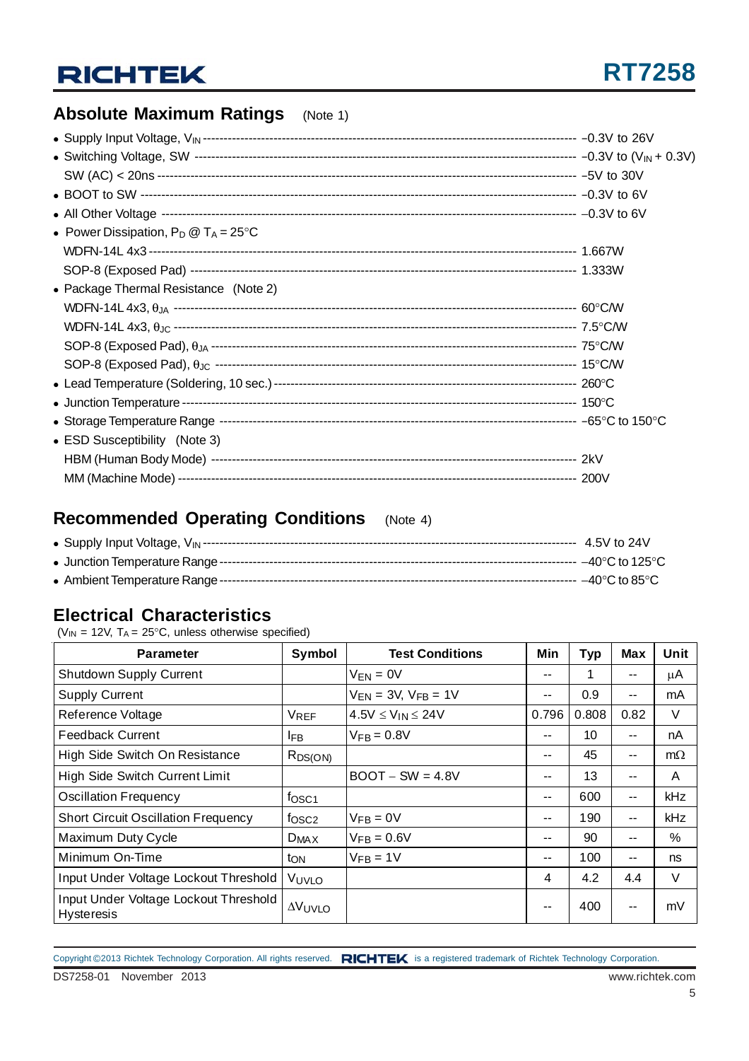## Absolute Maximum Ratings (Note 1)

- Supply Input Voltage, $V_{IN}$ ---------- −0.3V to 26V
- Switching Voltage, SW ---------- −0.3V to ($V_{IN}$ + 0.3V)
  SW (AC) < 20ns ---------- −5V to 30V
- BOOT to SW ---------- −0.3V to 6V
- All Other Voltage ---------- −0.3V to 6V
- Power Dissipation, $P_D$ @ $T_A$ = 25°C
  WDFN-14L 4x3 ---------- 1.667W
  SOP-8 (Exposed Pad) ---------- 1.333W
- Package Thermal Resistance (Note 2)
  WDFN-14L 4x3, $\theta_{JA}$ ---------- 60°C/W
  WDFN-14L 4x3, $\theta_{JC}$ ---------- 7.5°C/W
  SOP-8 (Exposed Pad), $\theta_{JA}$ ---------- 75°C/W
  SOP-8 (Exposed Pad), $\theta_{JC}$ ---------- 15°C/W
- Lead Temperature (Soldering, 10 sec.) ---------- 260°C
- Junction Temperature ---------- 150°C
- Storage Temperature Range ---------- −65°C to 150°C
- ESD Susceptibility (Note 3)
  HBM (Human Body Mode) ---------- 2kV
  MM (Machine Mode) ---------- 200V

## Recommended Operating Conditions (Note 4)

- Supply Input Voltage, $V_{IN}$ ---------- 4.5V to 24V
- Junction Temperature Range ---------- −40°C to 125°C
- Ambient Temperature Range ---------- −40°C to 85°C

## Electrical Characteristics

($V_{IN}$ = 12V, $T_A$ = 25°C, unless otherwise specified)

| Parameter | Symbol | Test Conditions | Min | Typ | Max | Unit |
|---|---|---|---|---|---|---|
| Shutdown Supply Current | | $V_{EN}$ = 0V | -- | 1 | -- | μA |
| Supply Current | | $V_{EN}$ = 3V, $V_{FB}$ = 1V | -- | 0.9 | -- | mA |
| Reference Voltage | $V_{REF}$ | 4.5V ≤ $V_{IN}$ ≤ 24V | 0.796 | 0.808 | 0.82 | V |
| Feedback Current | $I_{FB}$ | $V_{FB}$ = 0.8V | -- | 10 | -- | nA |
| High Side Switch On Resistance | $R_{DS(ON)}$ | | -- | 45 | -- | mΩ |
| High Side Switch Current Limit | | BOOT − SW = 4.8V | -- | 13 | -- | A |
| Oscillation Frequency | $f_{OSC1}$ | | -- | 600 | -- | kHz |
| Short Circuit Oscillation Frequency | $f_{OSC2}$ | $V_{FB}$ = 0V | -- | 190 | -- | kHz |
| Maximum Duty Cycle | $D_{MAX}$ | $V_{FB}$ = 0.6V | -- | 90 | -- | % |
| Minimum On-Time | $t_{ON}$ | $V_{FB}$ = 1V | -- | 100 | -- | ns |
| Input Under Voltage Lockout Threshold | $V_{UVLO}$ | | 4 | 4.2 | 4.4 | V |
| Input Under Voltage Lockout Threshold Hysteresis | $\Delta V_{UVLO}$ | | -- | 400 | -- | mV |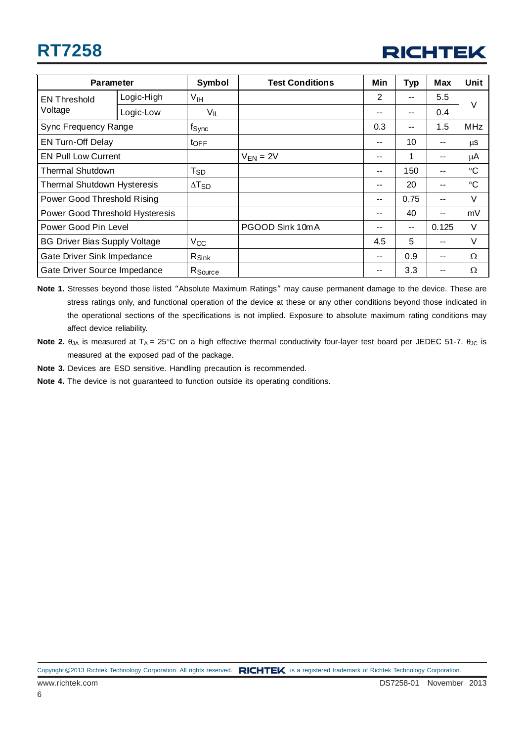| Parameter | | Symbol | Test Conditions | Min | Typ | Max | Unit |
|---|---|---|---|---|---|---|---|
| EN Threshold Voltage | Logic-High | $V_{IH}$ | | 2 | -- | 5.5 | V |
| | Logic-Low | $V_{IL}$ | | -- | -- | 0.4 | |
| Sync Frequency Range | | $f_{Sync}$ | | 0.3 | -- | 1.5 | MHz |
| EN Turn-Off Delay | | $t_{OFF}$ | | -- | 10 | -- | μs |
| EN Pull Low Current | | | $V_{EN}$ = 2V | -- | 1 | -- | μA |
| Thermal Shutdown | | $T_{SD}$ | | -- | 150 | -- | °C |
| Thermal Shutdown Hysteresis | | $\Delta T_{SD}$ | | -- | 20 | -- | °C |
| Power Good Threshold Rising | | | | -- | 0.75 | -- | V |
| Power Good Threshold Hysteresis | | | | -- | 40 | -- | mV |
| Power Good Pin Level | | | PGOOD Sink 10mA | -- | -- | 0.125 | V |
| BG Driver Bias Supply Voltage | | $V_{CC}$ | | 4.5 | 5 | -- | V |
| Gate Driver Sink Impedance | | $R_{Sink}$ | | -- | 0.9 | -- | Ω |
| Gate Driver Source Impedance | | $R_{Source}$ | | -- | 3.3 | -- | Ω |

**Note 1.** Stresses beyond those listed "Absolute Maximum Ratings" may cause permanent damage to the device. These are stress ratings only, and functional operation of the device at these or any other conditions beyond those indicated in the operational sections of the specifications is not implied. Exposure to absolute maximum rating conditions may affect device reliability.

**Note 2.** $\theta_{JA}$ is measured at $T_A$ = 25°C on a high effective thermal conductivity four-layer test board per JEDEC 51-7. $\theta_{JC}$ is measured at the exposed pad of the package.

**Note 3.** Devices are ESD sensitive. Handling precaution is recommended.

**Note 4.** The device is not guaranteed to function outside its operating conditions.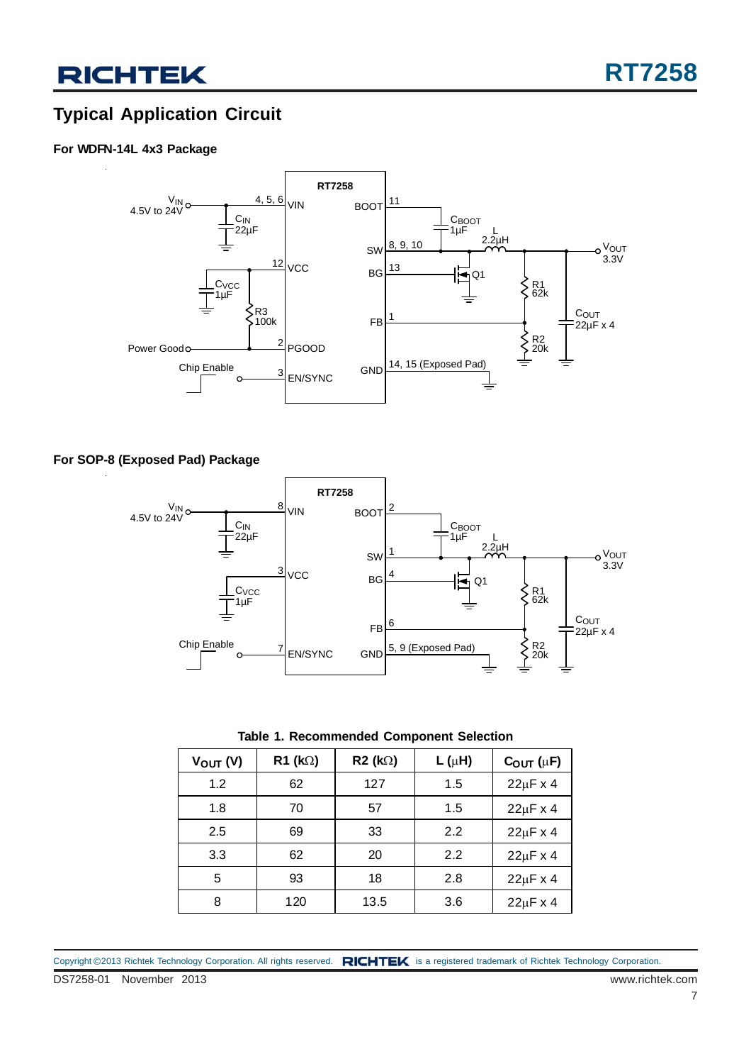## Typical Application Circuit

### For WDFN-14L 4x3 Package

### For SOP-8 (Exposed Pad) Package

Table 1. Recommended Component Selection

| $V_{OUT}$ (V) | R1 (kΩ) | R2 (kΩ) | L (μH) | $C_{OUT}$ (μF) |
|---|---|---|---|---|
| 1.2 | 62 | 127 | 1.5 | 22μF x 4 |
| 1.8 | 70 | 57 | 1.5 | 22μF x 4 |
| 2.5 | 69 | 33 | 2.2 | 22μF x 4 |
| 3.3 | 62 | 20 | 2.2 | 22μF x 4 |
| 5 | 93 | 18 | 2.8 | 22μF x 4 |
| 8 | 120 | 13.5 | 3.6 | 22μF x 4 |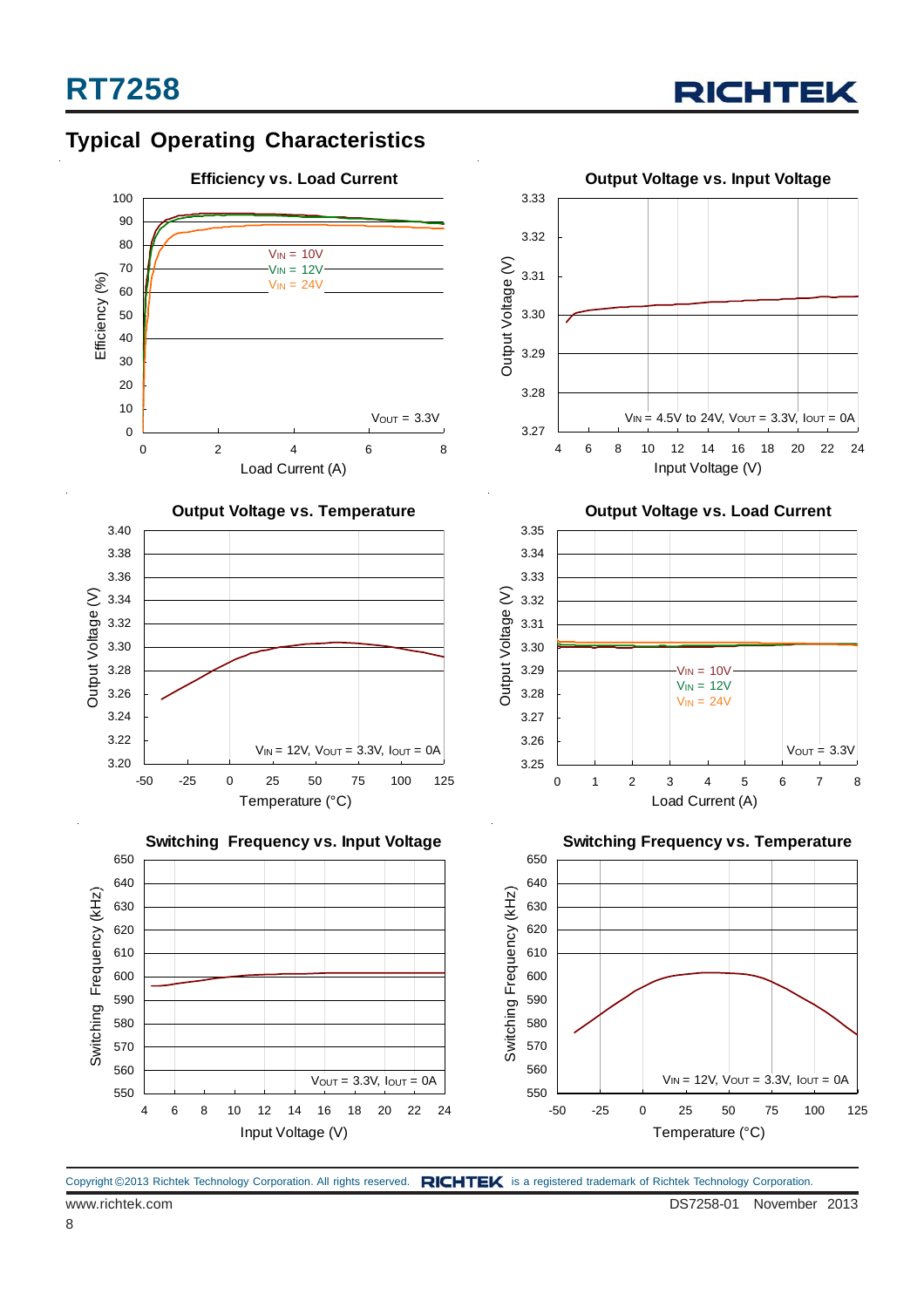## Typical Operating Characteristics

**Efficiency vs. Load Current**

Efficiency (%) vs. Load Current (A); $V_{IN}$ = 10V, $V_{IN}$ = 12V, $V_{IN}$ = 24V; $V_{OUT}$ = 3.3V

**Output Voltage vs. Input Voltage**

Output Voltage (V) vs. Input Voltage (V); $V_{IN}$ = 4.5V to 24V, $V_{OUT}$ = 3.3V, $I_{OUT}$ = 0A

**Output Voltage vs. Temperature**

Output Voltage (V) vs. Temperature (°C); $V_{IN}$ = 12V, $V_{OUT}$ = 3.3V, $I_{OUT}$ = 0A

**Output Voltage vs. Load Current**

Output Voltage (V) vs. Load Current (A); $V_{IN}$ = 10V, $V_{IN}$ = 12V, $V_{IN}$ = 24V; $V_{OUT}$ = 3.3V

**Switching Frequency vs. Input Voltage**

Switching Frequency (kHz) vs. Input Voltage (V); $V_{OUT}$ = 3.3V, $I_{OUT}$ = 0A

**Switching Frequency vs. Temperature**

Switching Frequency (kHz) vs. Temperature (°C); $V_{IN}$ = 12V, $V_{OUT}$ = 3.3V, $I_{OUT}$ = 0A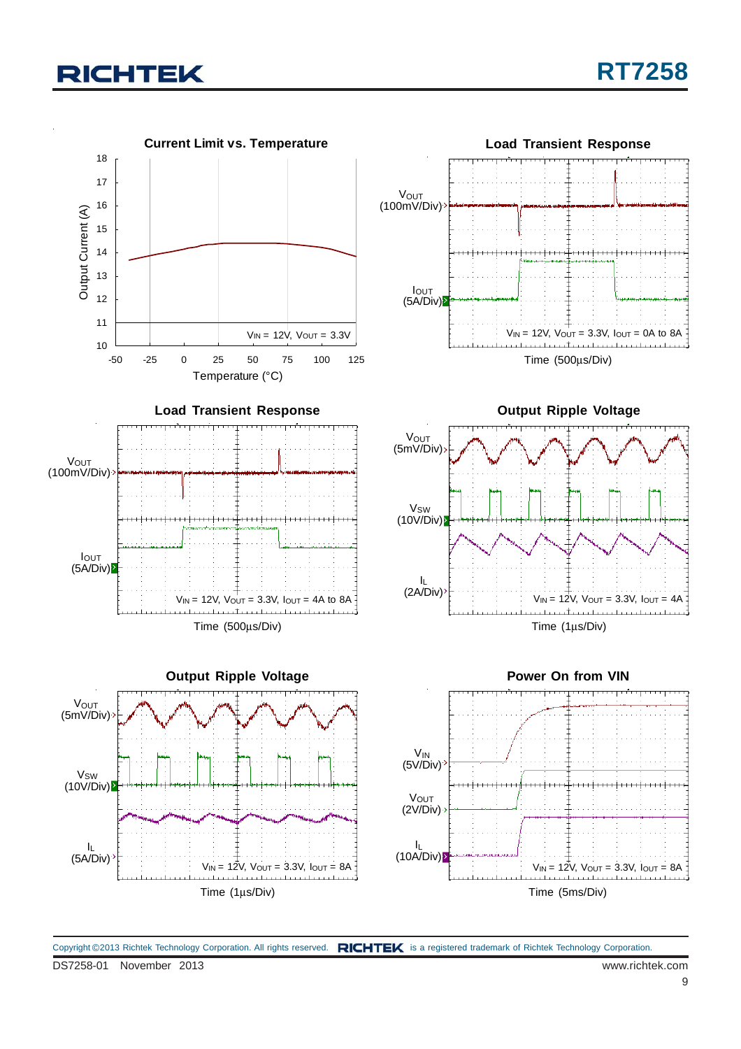**Current Limit vs. Temperature**

Output Current (A)

18, 17, 16, 15, 14, 13, 12, 11, 10

-50, -25, 0, 25, 50, 75, 100, 125

Temperature (°C)

$V_{IN}$ = 12V, $V_{OUT}$ = 3.3V

**Load Transient Response**

$V_{OUT}$ (100mV/Div)

$I_{OUT}$ (5A/Div)

$V_{IN}$ = 12V, $V_{OUT}$ = 3.3V, $I_{OUT}$ = 0A to 8A

Time (500μs/Div)

**Load Transient Response**

$V_{OUT}$ (100mV/Div)

$I_{OUT}$ (5A/Div)

$V_{IN}$ = 12V, $V_{OUT}$ = 3.3V, $I_{OUT}$ = 4A to 8A

Time (500μs/Div)

**Output Ripple Voltage**

$V_{OUT}$ (5mV/Div)

$V_{SW}$ (10V/Div)

$I_L$ (2A/Div)

$V_{IN}$ = 12V, $V_{OUT}$ = 3.3V, $I_{OUT}$ = 4A

Time (1μs/Div)

**Output Ripple Voltage**

$V_{OUT}$ (5mV/Div)

$V_{SW}$ (10V/Div)

$I_L$ (5A/Div)

$V_{IN}$ = 12V, $V_{OUT}$ = 3.3V, $I_{OUT}$ = 8A

Time (1μs/Div)

**Power On from VIN**

$V_{IN}$ (5V/Div)

$V_{OUT}$ (2V/Div)

$I_L$ (10A/Div)

$V_{IN}$ = 12V, $V_{OUT}$ = 3.3V, $I_{OUT}$ = 8A

Time (5ms/Div)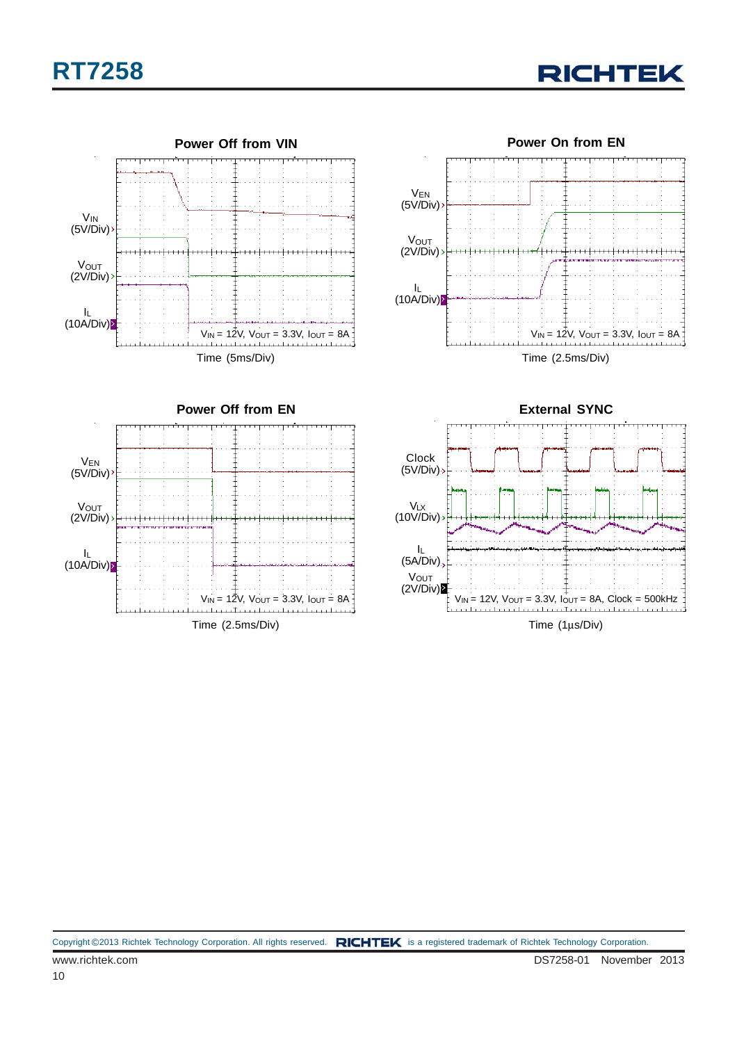### Power Off from VIN

$V_{IN}$ (5V/Div)

$V_{OUT}$ (2V/Div)

$I_L$ (10A/Div)

$V_{IN}$ = 12V, $V_{OUT}$ = 3.3V, $I_{OUT}$ = 8A

Time (5ms/Div)

### Power On from EN

$V_{EN}$ (5V/Div)

$V_{OUT}$ (2V/Div)

$I_L$ (10A/Div)

$V_{IN}$ = 12V, $V_{OUT}$ = 3.3V, $I_{OUT}$ = 8A

Time (2.5ms/Div)

### Power Off from EN

$V_{EN}$ (5V/Div)

$V_{OUT}$ (2V/Div)

$I_L$ (10A/Div)

$V_{IN}$ = 12V, $V_{OUT}$ = 3.3V, $I_{OUT}$ = 8A

Time (2.5ms/Div)

### External SYNC

Clock (5V/Div)

$V_{LX}$ (10V/Div)

$I_L$ (5A/Div)

$V_{OUT}$ (2V/Div)

$V_{IN}$ = 12V, $V_{OUT}$ = 3.3V, $I_{OUT}$ = 8A, Clock = 500kHz

Time (1μs/Div)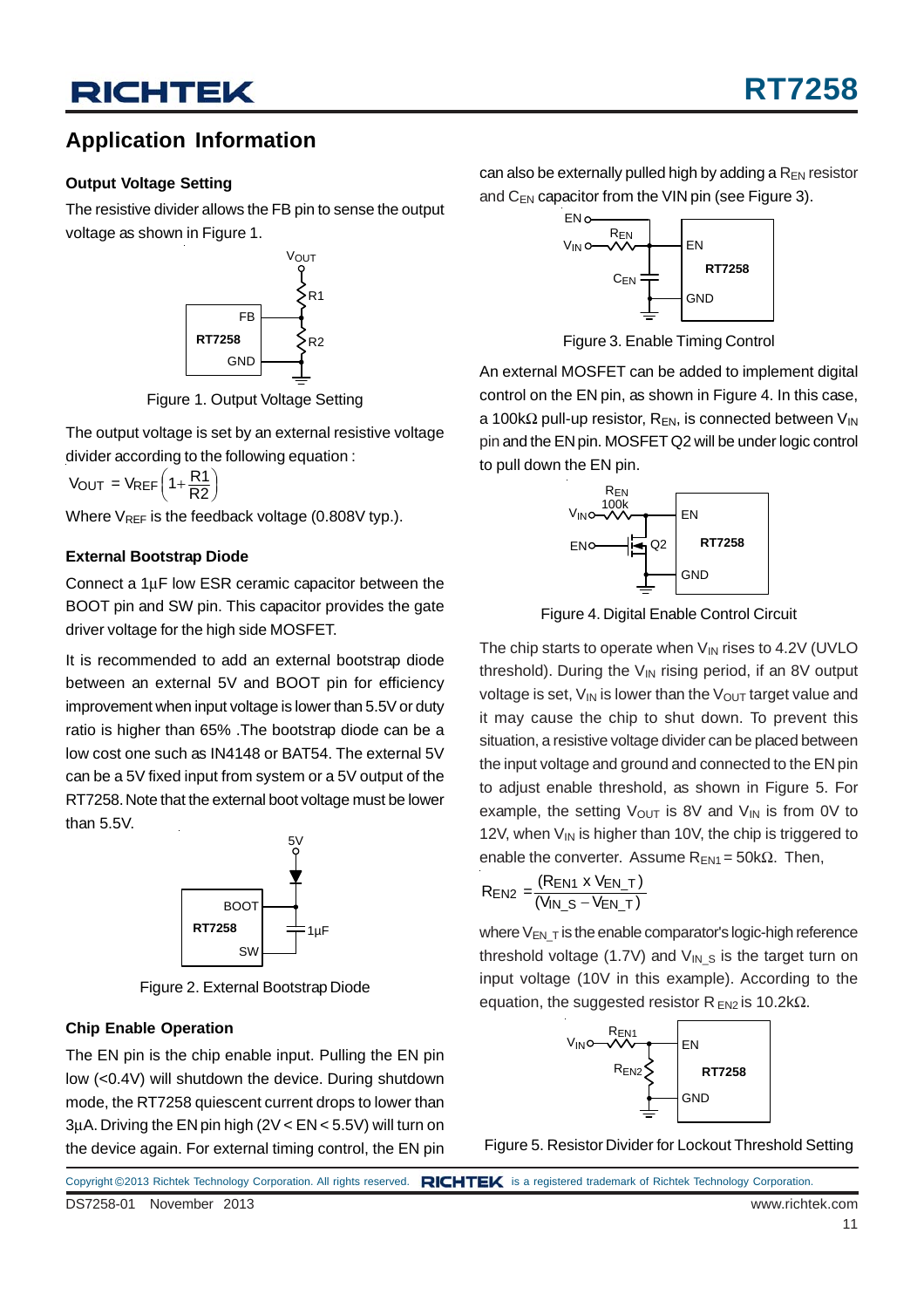## Application Information

### Output Voltage Setting

The resistive divider allows the FB pin to sense the output voltage as shown in Figure 1.

Figure 1. Output Voltage Setting

The output voltage is set by an external resistive voltage divider according to the following equation :

$$V_{OUT} = V_{REF}\left(1+\frac{R1}{R2}\right)$$

Where $V_{REF}$ is the feedback voltage (0.808V typ.).

### External Bootstrap Diode

Connect a 1μF low ESR ceramic capacitor between the BOOT pin and SW pin. This capacitor provides the gate driver voltage for the high side MOSFET.

It is recommended to add an external bootstrap diode between an external 5V and BOOT pin for efficiency improvement when input voltage is lower than 5.5V or duty ratio is higher than 65% .The bootstrap diode can be a low cost one such as IN4148 or BAT54. The external 5V can be a 5V fixed input from system or a 5V output of the RT7258. Note that the external boot voltage must be lower than 5.5V.

Figure 2. External Bootstrap Diode

### Chip Enable Operation

The EN pin is the chip enable input. Pulling the EN pin low (<0.4V) will shutdown the device. During shutdown mode, the RT7258 quiescent current drops to lower than 3μA. Driving the EN pin high (2V < EN < 5.5V) will turn on the device again. For external timing control, the EN pin can also be externally pulled high by adding a $R_{EN}$ resistor and $C_{EN}$ capacitor from the VIN pin (see Figure 3).

Figure 3. Enable Timing Control

An external MOSFET can be added to implement digital control on the EN pin, as shown in Figure 4. In this case, a 100kΩ pull-up resistor, $R_{EN}$, is connected between $V_{IN}$ pin and the EN pin. MOSFET Q2 will be under logic control to pull down the EN pin.

Figure 4. Digital Enable Control Circuit

The chip starts to operate when $V_{IN}$ rises to 4.2V (UVLO threshold). During the $V_{IN}$ rising period, if an 8V output voltage is set, $V_{IN}$ is lower than the $V_{OUT}$ target value and it may cause the chip to shut down. To prevent this situation, a resistive voltage divider can be placed between the input voltage and ground and connected to the EN pin to adjust enable threshold, as shown in Figure 5. For example, the setting $V_{OUT}$ is 8V and $V_{IN}$ is from 0V to 12V, when $V_{IN}$ is higher than 10V, the chip is triggered to enable the converter. Assume $R_{EN1}$ = 50kΩ. Then,

$$R_{EN2} = \frac{(R_{EN1} \times V_{EN\_T})}{(V_{IN\_S} - V_{EN\_T})}$$

where $V_{EN\_T}$ is the enable comparator's logic-high reference threshold voltage (1.7V) and $V_{IN\_S}$ is the target turn on input voltage (10V in this example). According to the equation, the suggested resistor $R_{EN2}$ is 10.2kΩ.

Figure 5. Resistor Divider for Lockout Threshold Setting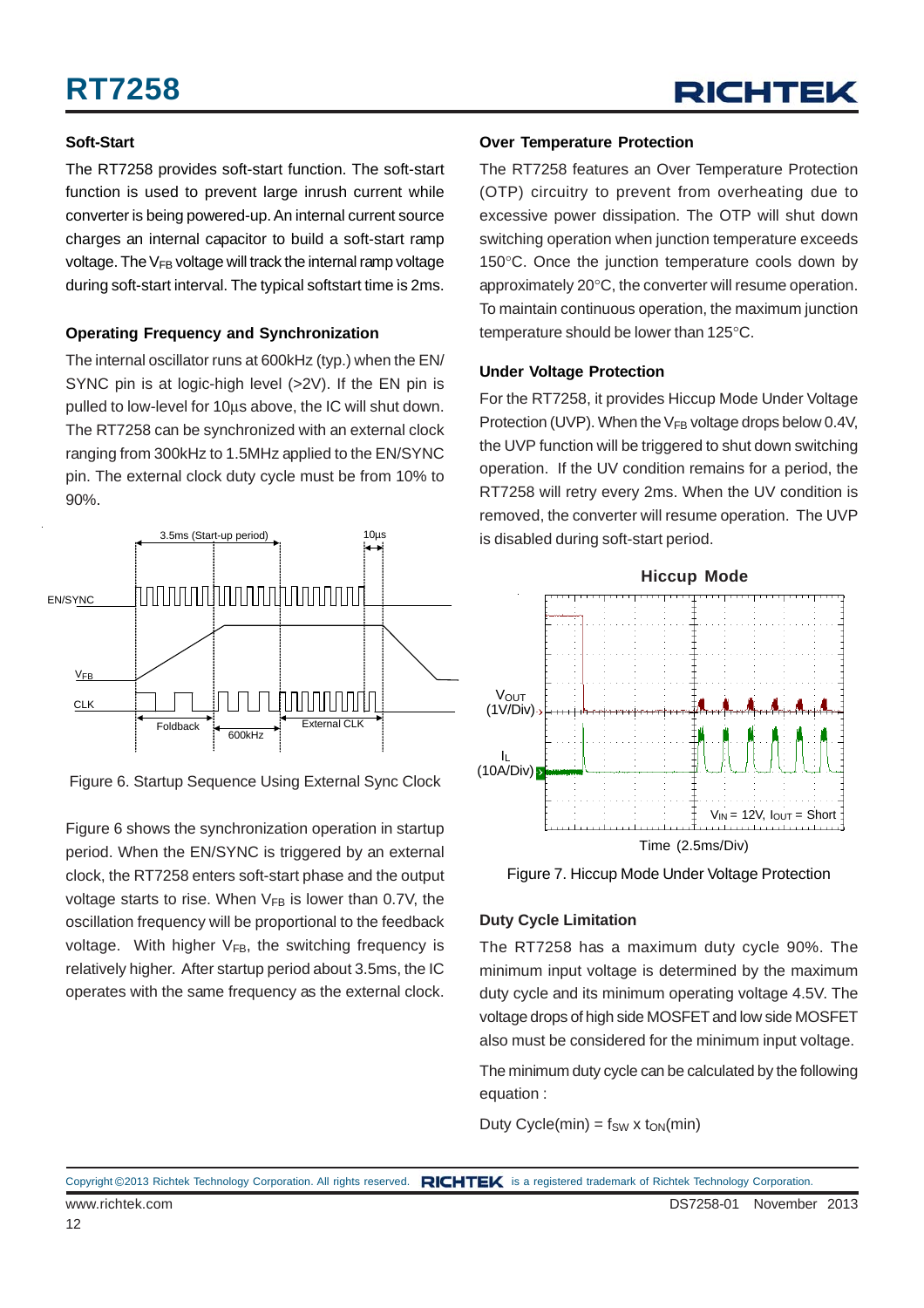### Soft-Start

The RT7258 provides soft-start function. The soft-start function is used to prevent large inrush current while converter is being powered-up. An internal current source charges an internal capacitor to build a soft-start ramp voltage. The $V_{FB}$ voltage will track the internal ramp voltage during soft-start interval. The typical softstart time is 2ms.

### Operating Frequency and Synchronization

The internal oscillator runs at 600kHz (typ.) when the EN/SYNC pin is at logic-high level (>2V). If the EN pin is pulled to low-level for 10μs above, the IC will shut down. The RT7258 can be synchronized with an external clock ranging from 300kHz to 1.5MHz applied to the EN/SYNC pin. The external clock duty cycle must be from 10% to 90%.

Figure 6. Startup Sequence Using External Sync Clock

Figure 6 shows the synchronization operation in startup period. When the EN/SYNC is triggered by an external clock, the RT7258 enters soft-start phase and the output voltage starts to rise. When $V_{FB}$ is lower than 0.7V, the oscillation frequency will be proportional to the feedback voltage. With higher $V_{FB}$, the switching frequency is relatively higher. After startup period about 3.5ms, the IC operates with the same frequency as the external clock.

### Over Temperature Protection

The RT7258 features an Over Temperature Protection (OTP) circuitry to prevent from overheating due to excessive power dissipation. The OTP will shut down switching operation when junction temperature exceeds 150°C. Once the junction temperature cools down by approximately 20°C, the converter will resume operation. To maintain continuous operation, the maximum junction temperature should be lower than 125°C.

### Under Voltage Protection

For the RT7258, it provides Hiccup Mode Under Voltage Protection (UVP). When the $V_{FB}$ voltage drops below 0.4V, the UVP function will be triggered to shut down switching operation. If the UV condition remains for a period, the RT7258 will retry every 2ms. When the UV condition is removed, the converter will resume operation. The UVP is disabled during soft-start period.

Figure 7. Hiccup Mode Under Voltage Protection

### Duty Cycle Limitation

The RT7258 has a maximum duty cycle 90%. The minimum input voltage is determined by the maximum duty cycle and its minimum operating voltage 4.5V. The voltage drops of high side MOSFET and low side MOSFET also must be considered for the minimum input voltage.

The minimum duty cycle can be calculated by the following equation :

$$\text{Duty Cycle(min)} = f_{SW} \times t_{ON}(\text{min})$$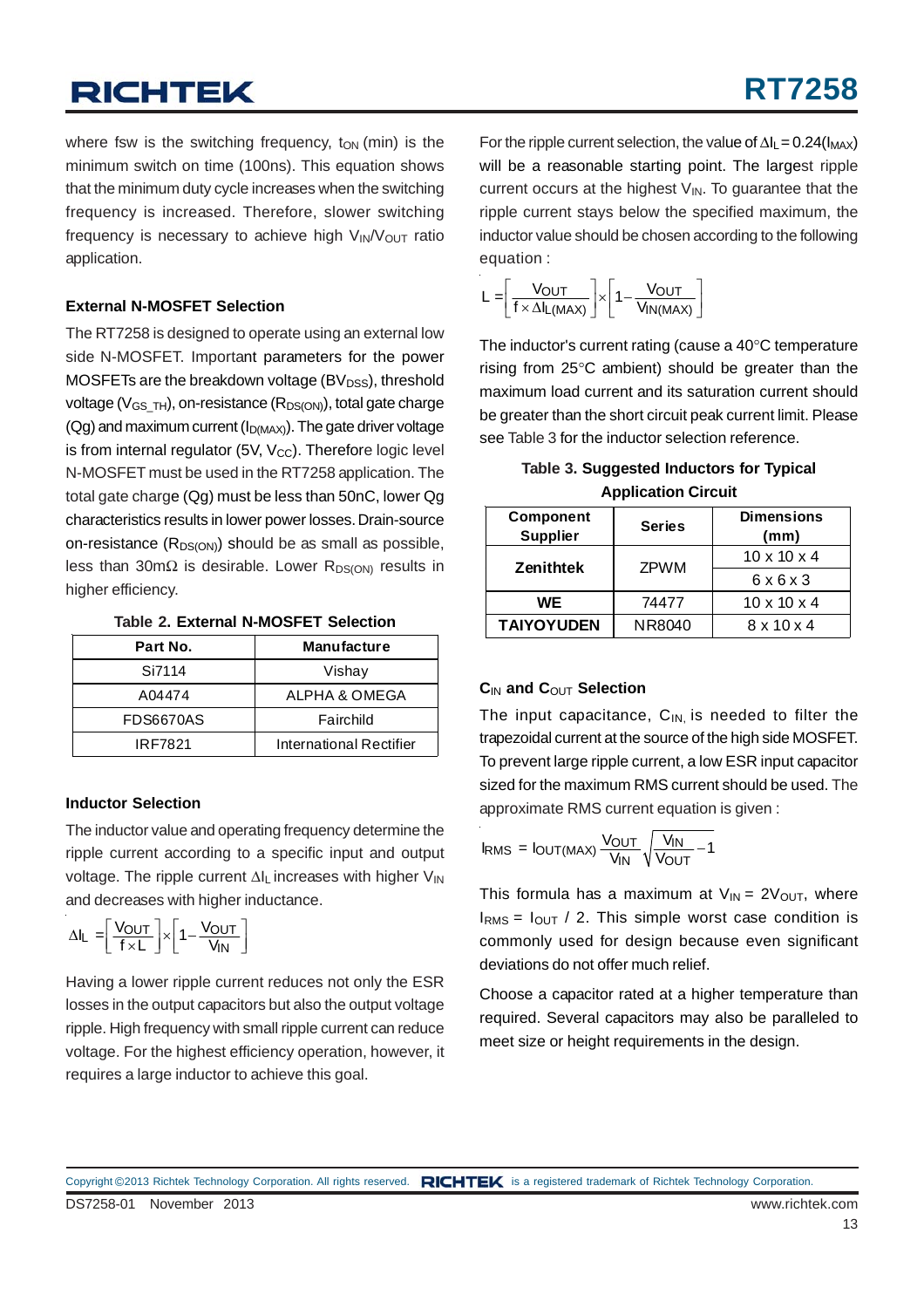where fsw is the switching frequency, $t_{ON}$ (min) is the minimum switch on time (100ns). This equation shows that the minimum duty cycle increases when the switching frequency is increased. Therefore, slower switching frequency is necessary to achieve high $V_{IN}/V_{OUT}$ ratio application.

### External N-MOSFET Selection

The RT7258 is designed to operate using an external low side N-MOSFET. Important parameters for the power MOSFETs are the breakdown voltage ($BV_{DSS}$), threshold voltage ($V_{GS\_TH}$), on-resistance ($R_{DS(ON)}$), total gate charge (Qg) and maximum current ($I_{D(MAX)}$). The gate driver voltage is from internal regulator (5V, $V_{CC}$). Therefore logic level N-MOSFET must be used in the RT7258 application. The total gate charge (Qg) must be less than 50nC, lower Qg characteristics results in lower power losses. Drain-source on-resistance ($R_{DS(ON)}$) should be as small as possible, less than 30mΩ is desirable. Lower $R_{DS(ON)}$ results in higher efficiency.

**Table 2. External N-MOSFET Selection**

| Part No. | Manufacture |
|---|---|
| Si7114 | Vishay |
| A04474 | ALPHA & OMEGA |
| FDS6670AS | Fairchild |
| IRF7821 | International Rectifier |

### Inductor Selection

The inductor value and operating frequency determine the ripple current according to a specific input and output voltage. The ripple current $\Delta I_L$ increases with higher $V_{IN}$ and decreases with higher inductance.

$$\Delta I_L = \left[\frac{V_{OUT}}{f \times L}\right] \times \left[1 - \frac{V_{OUT}}{V_{IN}}\right]$$

Having a lower ripple current reduces not only the ESR losses in the output capacitors but also the output voltage ripple. High frequency with small ripple current can reduce voltage. For the highest efficiency operation, however, it requires a large inductor to achieve this goal.

For the ripple current selection, the value of $\Delta I_L = 0.24(I_{MAX})$ will be a reasonable starting point. The largest ripple current occurs at the highest $V_{IN}$. To guarantee that the ripple current stays below the specified maximum, the inductor value should be chosen according to the following equation :

$$L = \left[\frac{V_{OUT}}{f \times \Delta I_{L(MAX)}}\right] \times \left[1 - \frac{V_{OUT}}{V_{IN(MAX)}}\right]$$

The inductor's current rating (cause a 40°C temperature rising from 25°C ambient) should be greater than the maximum load current and its saturation current should be greater than the short circuit peak current limit. Please see Table 3 for the inductor selection reference.

**Table 3. Suggested Inductors for Typical Application Circuit**

| Component Supplier | Series | Dimensions (mm) |
|---|---|---|
| Zenithtek | ZPWM | 10 x 10 x 4 |
| | | 6 x 6 x 3 |
| WE | 74477 | 10 x 10 x 4 |
| TAIYOYUDEN | NR8040 | 8 x 10 x 4 |

### $C_{IN}$ and $C_{OUT}$ Selection

The input capacitance, $C_{IN,}$ is needed to filter the trapezoidal current at the source of the high side MOSFET. To prevent large ripple current, a low ESR input capacitor sized for the maximum RMS current should be used. The approximate RMS current equation is given :

$$I_{RMS} = I_{OUT(MAX)} \frac{V_{OUT}}{V_{IN}} \sqrt{\frac{V_{IN}}{V_{OUT}} - 1}$$

This formula has a maximum at $V_{IN} = 2V_{OUT}$, where $I_{RMS} = I_{OUT} / 2$. This simple worst case condition is commonly used for design because even significant deviations do not offer much relief.

Choose a capacitor rated at a higher temperature than required. Several capacitors may also be paralleled to meet size or height requirements in the design.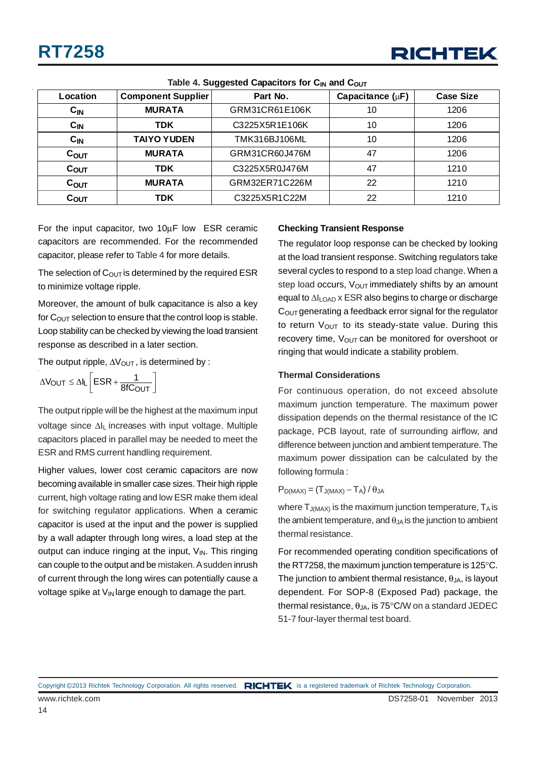Table 4. Suggested Capacitors for $C_{IN}$ and $C_{OUT}$

| Location | Component Supplier | Part No. | Capacitance (μF) | Case Size |
|---|---|---|---|---|
| $C_{IN}$ | MURATA | GRM31CR61E106K | 10 | 1206 |
| $C_{IN}$ | TDK | C3225X5R1E106K | 10 | 1206 |
| $C_{IN}$ | TAIYO YUDEN | TMK316BJ106ML | 10 | 1206 |
| $C_{OUT}$ | MURATA | GRM31CR60J476M | 47 | 1206 |
| $C_{OUT}$ | TDK | C3225X5R0J476M | 47 | 1210 |
| $C_{OUT}$ | MURATA | GRM32ER71C226M | 22 | 1210 |
| $C_{OUT}$ | TDK | C3225X5R1C22M | 22 | 1210 |

For the input capacitor, two 10μF low ESR ceramic capacitors are recommended. For the recommended capacitor, please refer to Table 4 for more details.

The selection of $C_{OUT}$ is determined by the required ESR to minimize voltage ripple.

Moreover, the amount of bulk capacitance is also a key for $C_{OUT}$ selection to ensure that the control loop is stable. Loop stability can be checked by viewing the load transient response as described in a later section.

The output ripple, $\Delta V_{OUT}$, is determined by :

$$\Delta V_{OUT} \le \Delta I_L \left[ ESR + \frac{1}{8fC_{OUT}} \right]$$

The output ripple will be the highest at the maximum input voltage since $\Delta I_L$ increases with input voltage. Multiple capacitors placed in parallel may be needed to meet the ESR and RMS current handling requirement.

Higher values, lower cost ceramic capacitors are now becoming available in smaller case sizes. Their high ripple current, high voltage rating and low ESR make them ideal for switching regulator applications. When a ceramic capacitor is used at the input and the power is supplied by a wall adapter through long wires, a load step at the output can induce ringing at the input, $V_{IN}$. This ringing can couple to the output and be mistaken. A sudden inrush of current through the long wires can potentially cause a voltage spike at $V_{IN}$ large enough to damage the part.

#### Checking Transient Response

The regulator loop response can be checked by looking at the load transient response. Switching regulators take several cycles to respond to a step load change. When a step load occurs, $V_{OUT}$ immediately shifts by an amount equal to $\Delta I_{LOAD}$ x ESR also begins to charge or discharge $C_{OUT}$ generating a feedback error signal for the regulator to return $V_{OUT}$ to its steady-state value. During this recovery time, $V_{OUT}$ can be monitored for overshoot or ringing that would indicate a stability problem.

#### Thermal Considerations

For continuous operation, do not exceed absolute maximum junction temperature. The maximum power dissipation depends on the thermal resistance of the IC package, PCB layout, rate of surrounding airflow, and difference between junction and ambient temperature. The maximum power dissipation can be calculated by the following formula :

$$P_{D(MAX)} = (T_{J(MAX)} - T_A) / \theta_{JA}$$

where $T_{J(MAX)}$ is the maximum junction temperature, $T_A$ is the ambient temperature, and $\theta_{JA}$ is the junction to ambient thermal resistance.

For recommended operating condition specifications of the RT7258, the maximum junction temperature is 125°C. The junction to ambient thermal resistance, $\theta_{JA}$, is layout dependent. For SOP-8 (Exposed Pad) package, the thermal resistance, $\theta_{JA}$, is 75°C/W on a standard JEDEC 51-7 four-layer thermal test board.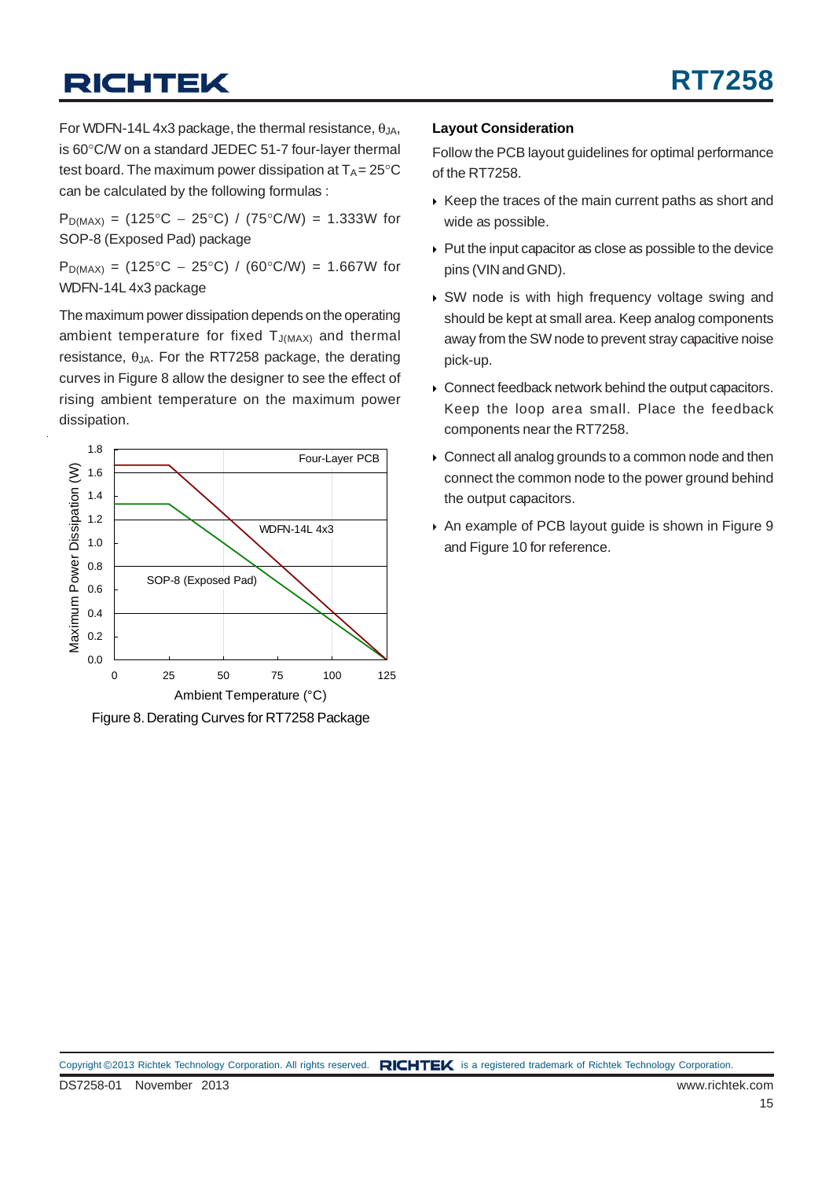For WDFN-14L 4x3 package, the thermal resistance, $\theta_{JA}$, is 60°C/W on a standard JEDEC 51-7 four-layer thermal test board. The maximum power dissipation at $T_A = 25°C$ can be calculated by the following formulas :

$P_{D(MAX)}$ = (125°C − 25°C) / (75°C/W) = 1.333W for SOP-8 (Exposed Pad) package

$P_{D(MAX)}$ = (125°C − 25°C) / (60°C/W) = 1.667W for WDFN-14L 4x3 package

The maximum power dissipation depends on the operating ambient temperature for fixed $T_{J(MAX)}$ and thermal resistance, $\theta_{JA}$. For the RT7258 package, the derating curves in Figure 8 allow the designer to see the effect of rising ambient temperature on the maximum power dissipation.

Figure 8. Derating Curves for RT7258 Package

### Layout Consideration

Follow the PCB layout guidelines for optimal performance of the RT7258.

- Keep the traces of the main current paths as short and wide as possible.
- Put the input capacitor as close as possible to the device pins (VIN and GND).
- SW node is with high frequency voltage swing and should be kept at small area. Keep analog components away from the SW node to prevent stray capacitive noise pick-up.
- Connect feedback network behind the output capacitors. Keep the loop area small. Place the feedback components near the RT7258.
- Connect all analog grounds to a common node and then connect the common node to the power ground behind the output capacitors.
- An example of PCB layout guide is shown in Figure 9 and Figure 10 for reference.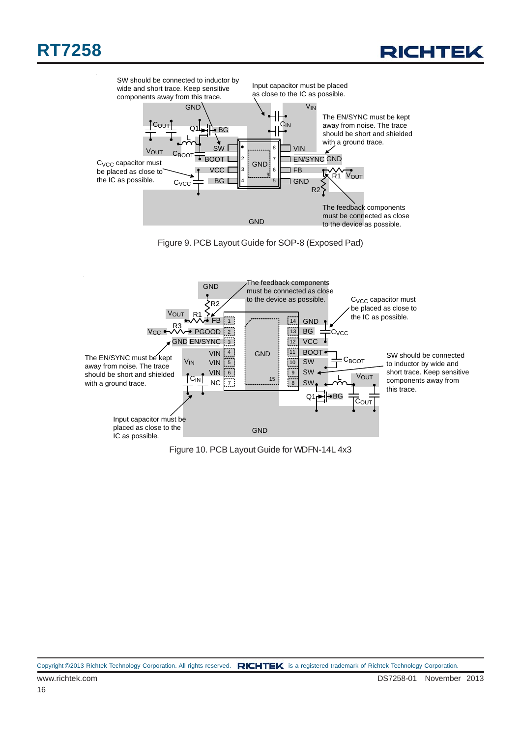SW should be connected to inductor by wide and short trace. Keep sensitive components away from this trace.

Input capacitor must be placed as close to the IC as possible.

The EN/SYNC must be kept away from noise. The trace should be short and shielded with a ground trace.

$C_{VCC}$ capacitor must be placed as close to the IC as possible.

The feedback components must be connected as close to the device as possible.

Figure 9. PCB Layout Guide for SOP-8 (Exposed Pad)

The feedback components must be connected as close to the device as possible.

$C_{VCC}$ capacitor must be placed as close to the IC as possible.

The EN/SYNC must be kept away from noise. The trace should be short and shielded with a ground trace.

SW should be connected to inductor by wide and short trace. Keep sensitive components away from this trace.

Input capacitor must be placed as close to the IC as possible.

Figure 10. PCB Layout Guide for WDFN-14L 4x3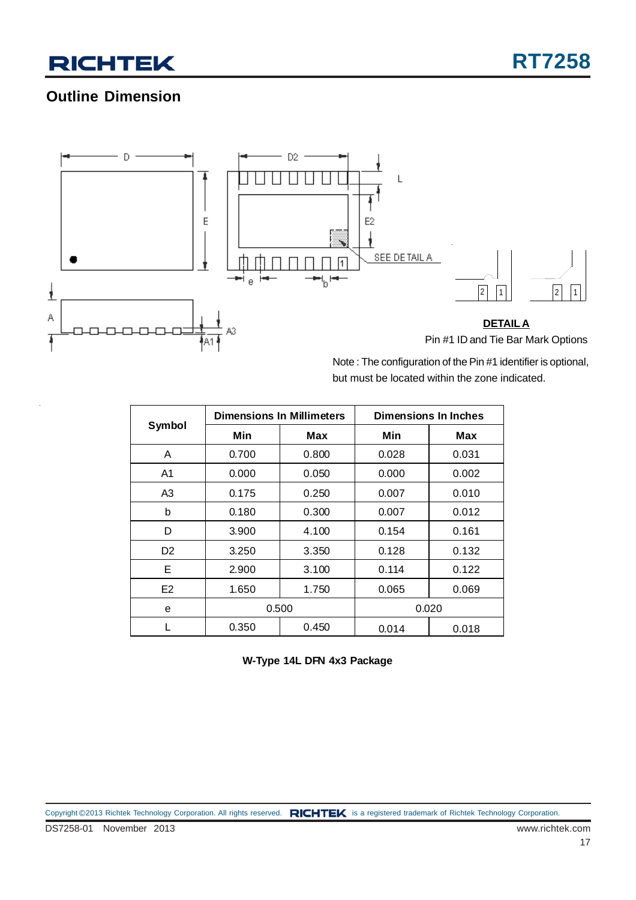## Outline Dimension

**DETAIL A**

Pin #1 ID and Tie Bar Mark Options

Note : The configuration of the Pin #1 identifier is optional, but must be located within the zone indicated.

| Symbol | Dimensions In Millimeters | | Dimensions In Inches | |
|---|---|---|---|---|
| | Min | Max | Min | Max |
| A | 0.700 | 0.800 | 0.028 | 0.031 |
| A1 | 0.000 | 0.050 | 0.000 | 0.002 |
| A3 | 0.175 | 0.250 | 0.007 | 0.010 |
| b | 0.180 | 0.300 | 0.007 | 0.012 |
| D | 3.900 | 4.100 | 0.154 | 0.161 |
| D2 | 3.250 | 3.350 | 0.128 | 0.132 |
| E | 2.900 | 3.100 | 0.114 | 0.122 |
| E2 | 1.650 | 1.750 | 0.065 | 0.069 |
| e | 0.500 | | 0.020 | |
| L | 0.350 | 0.450 | 0.014 | 0.018 |

**W-Type 14L DFN 4x3 Package**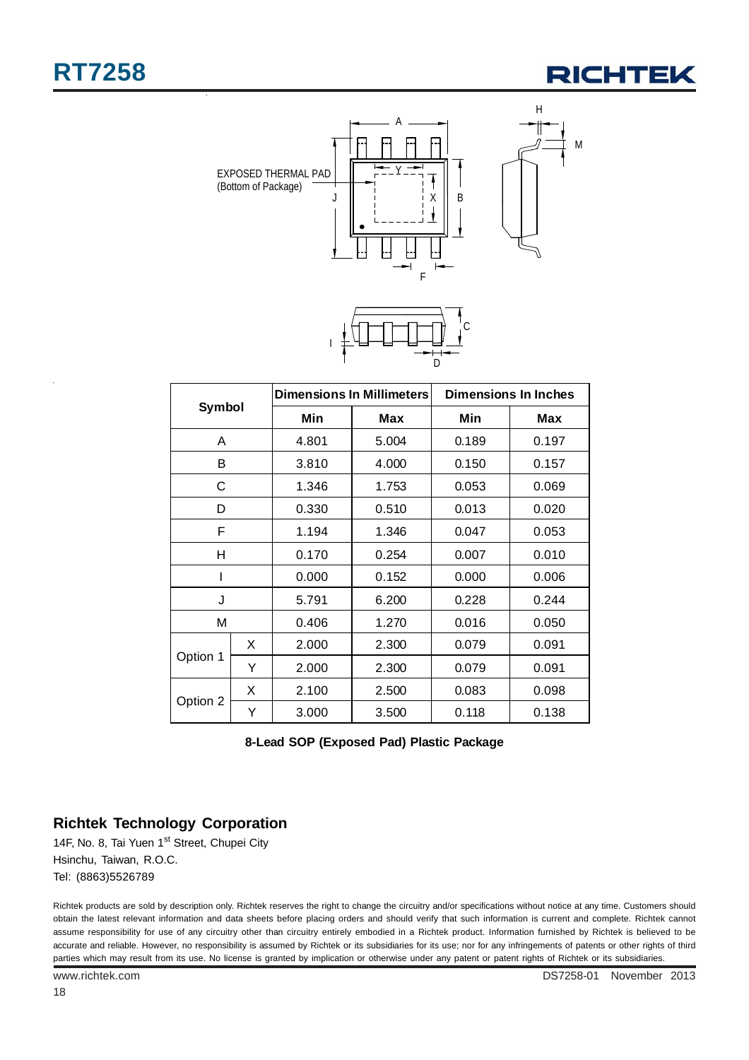EXPOSED THERMAL PAD
(Bottom of Package)

| Symbol | | Dimensions In Millimeters | | Dimensions In Inches | |
|---|---|---|---|---|---|
| | | Min | Max | Min | Max |
| A | | 4.801 | 5.004 | 0.189 | 0.197 |
| B | | 3.810 | 4.000 | 0.150 | 0.157 |
| C | | 1.346 | 1.753 | 0.053 | 0.069 |
| D | | 0.330 | 0.510 | 0.013 | 0.020 |
| F | | 1.194 | 1.346 | 0.047 | 0.053 |
| H | | 0.170 | 0.254 | 0.007 | 0.010 |
| I | | 0.000 | 0.152 | 0.000 | 0.006 |
| J | | 5.791 | 6.200 | 0.228 | 0.244 |
| M | | 0.406 | 1.270 | 0.016 | 0.050 |
| Option 1 | X | 2.000 | 2.300 | 0.079 | 0.091 |
| | Y | 2.000 | 2.300 | 0.079 | 0.091 |
| Option 2 | X | 2.100 | 2.500 | 0.083 | 0.098 |
| | Y | 3.000 | 3.500 | 0.118 | 0.138 |

**8-Lead SOP (Exposed Pad) Plastic Package**

## Richtek Technology Corporation

14F, No. 8, Tai Yuen 1st Street, Chupei City
Hsinchu, Taiwan, R.O.C.
Tel: (8863)5526789

Richtek products are sold by description only. Richtek reserves the right to change the circuitry and/or specifications without notice at any time. Customers should obtain the latest relevant information and data sheets before placing orders and should verify that such information is current and complete. Richtek cannot assume responsibility for use of any circuitry other than circuitry entirely embodied in a Richtek product. Information furnished by Richtek is believed to be accurate and reliable. However, no responsibility is assumed by Richtek or its subsidiaries for its use; nor for any infringements of patents or other rights of third parties which may result from its use. No license is granted by implication or otherwise under any patent or patent rights of Richtek or its subsidiaries.